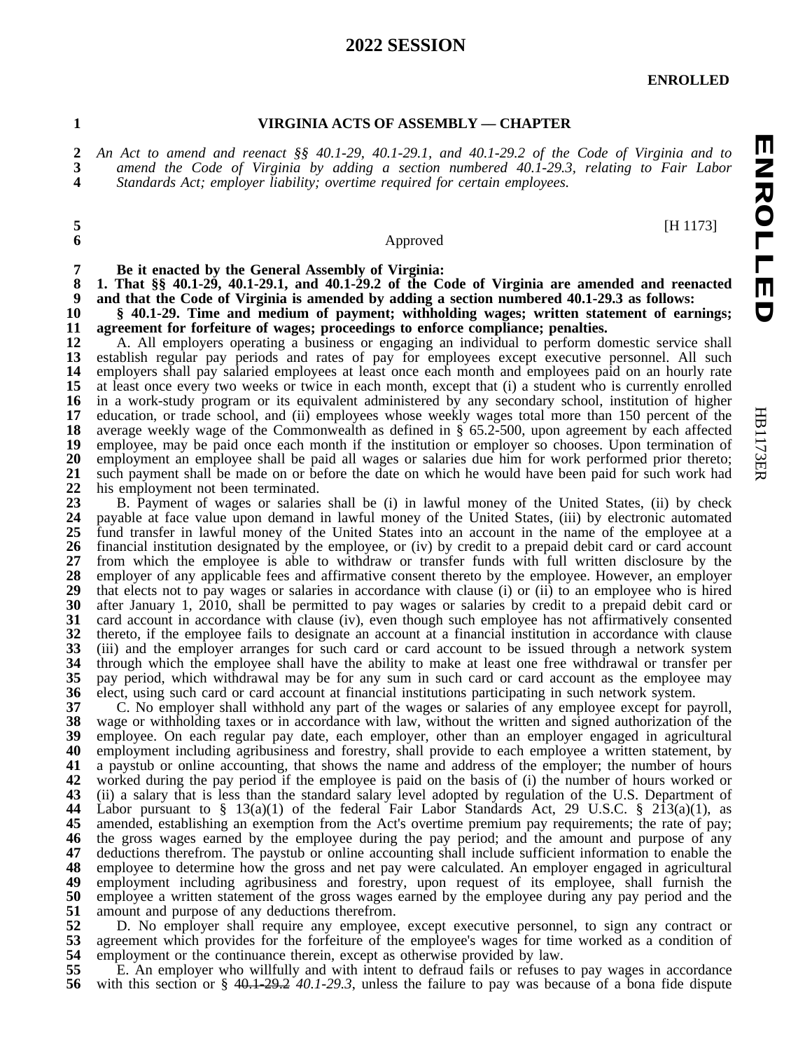# 2022 SESSION

**ENROLLED**

## VIRGINIA ACTS OF ASSEMBLY — CHAPTER

*An Act to amend and reenact §§ 40.1-29, 40.1-29.1, and 40.1-29.2 of the Code of Virginia and to amend the Code of Virginia by adding a section numbered 40.1-29.3, relating to Fair Labor Standards Act; employer liability; overtime required for certain employees.*

[H 1173]

Approved

**Be it enacted by the General Assembly of Virginia:**

**1. That §§ 40.1-29, 40.1-29.1, and 40.1-29.2 of the Code of Virginia are amended and reenacted and that the Code of Virginia is amended by adding a section numbered 40.1-29.3 as follows:**

**§ 40.1-29. Time and medium of payment; withholding wages; written statement of earnings; agreement for forfeiture of wages; proceedings to enforce compliance; penalties.**

A. All employers operating a business or engaging an individual to perform domestic service shall establish regular pay periods and rates of pay for employees except executive personnel. All such employers shall pay salaried employees at least once each month and employees paid on an hourly rate at least once every two weeks or twice in each month, except that (i) a student who is currently enrolled in a work-study program or its equivalent administered by any secondary school, institution of higher education, or trade school, and (ii) employees whose weekly wages total more than 150 percent of the average weekly wage of the Commonwealth as defined in § 65.2-500, upon agreement by each affected employee, may be paid once each month if the institution or employer so chooses. Upon termination of employment an employee shall be paid all wages or salaries due him for work performed prior thereto; such payment shall be made on or before the date on which he would have been paid for such work had his employment not been terminated.

B. Payment of wages or salaries shall be (i) in lawful money of the United States, (ii) by check payable at face value upon demand in lawful money of the United States, (iii) by electronic automated fund transfer in lawful money of the United States into an account in the name of the employee at a financial institution designated by the employee, or (iv) by credit to a prepaid debit card or card account from which the employee is able to withdraw or transfer funds with full written disclosure by the employer of any applicable fees and affirmative consent thereto by the employee. However, an employer that elects not to pay wages or salaries in accordance with clause (i) or (ii) to an employee who is hired after January 1, 2010, shall be permitted to pay wages or salaries by credit to a prepaid debit card or card account in accordance with clause (iv), even though such employee has not affirmatively consented thereto, if the employee fails to designate an account at a financial institution in accordance with clause (iii) and the employer arranges for such card or card account to be issued through a network system through which the employee shall have the ability to make at least one free withdrawal or transfer per pay period, which withdrawal may be for any sum in such card or card account as the employee may elect, using such card or card account at financial institutions participating in such network system.

C. No employer shall withhold any part of the wages or salaries of any employee except for payroll, wage or withholding taxes or in accordance with law, without the written and signed authorization of the employee. On each regular pay date, each employer, other than an employer engaged in agricultural employment including agribusiness and forestry, shall provide to each employee a written statement, by a paystub or online accounting, that shows the name and address of the employer; the number of hours worked during the pay period if the employee is paid on the basis of (i) the number of hours worked or (ii) a salary that is less than the standard salary level adopted by regulation of the U.S. Department of Labor pursuant to § 13(a)(1) of the federal Fair Labor Standards Act, 29 U.S.C. § 213(a)(1), as amended, establishing an exemption from the Act's overtime premium pay requirements; the rate of pay; the gross wages earned by the employee during the pay period; and the amount and purpose of any deductions therefrom. The paystub or online accounting shall include sufficient information to enable the employee to determine how the gross and net pay were calculated. An employer engaged in agricultural employment including agribusiness and forestry, upon request of its employee, shall furnish the employee a written statement of the gross wages earned by the employee during any pay period and the amount and purpose of any deductions therefrom.

D. No employer shall require any employee, except executive personnel, to sign any contract or agreement which provides for the forfeiture of the employee's wages for time worked as a condition of employment or the continuance therein, except as otherwise provided by law.

E. An employer who willfully and with intent to defraud fails or refuses to pay wages in accordance with this section or § ~~40.1-29.2~~ *40.1-29.3*, unless the failure to pay was because of a bona fide dispute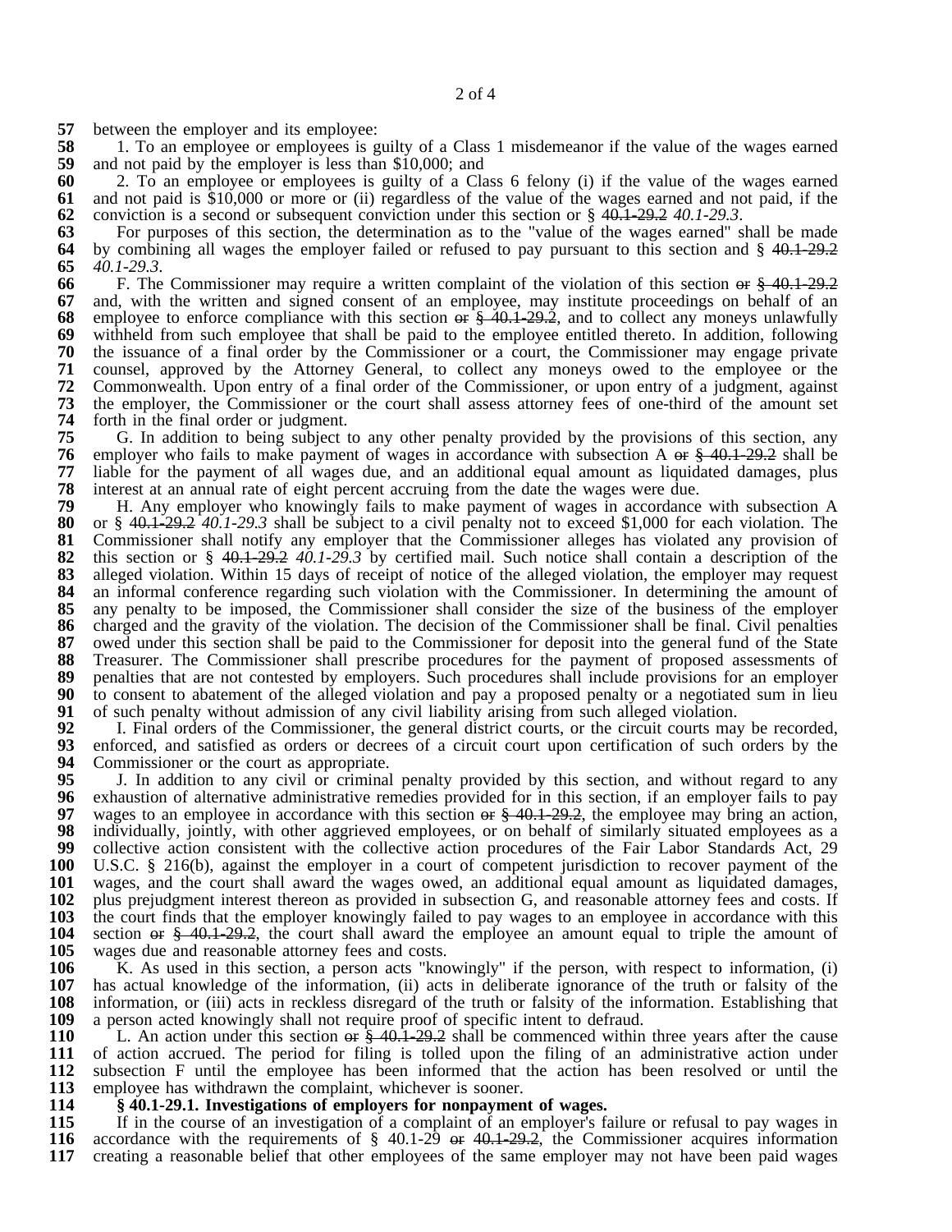between the employer and its employee:

1. To an employee or employees is guilty of a Class 1 misdemeanor if the value of the wages earned and not paid by the employer is less than $10,000; and

2. To an employee or employees is guilty of a Class 6 felony (i) if the value of the wages earned and not paid is $10,000 or more or (ii) regardless of the value of the wages earned and not paid, if the conviction is a second or subsequent conviction under this section or § ~~40.1-29.2~~ *40.1-29.3*.

For purposes of this section, the determination as to the "value of the wages earned" shall be made by combining all wages the employer failed or refused to pay pursuant to this section and § ~~40.1-29.2~~ *40.1-29.3*.

F. The Commissioner may require a written complaint of the violation of this section ~~or § 40.1-29.2~~ and, with the written and signed consent of an employee, may institute proceedings on behalf of an employee to enforce compliance with this section ~~or § 40.1-29.2~~, and to collect any moneys unlawfully withheld from such employee that shall be paid to the employee entitled thereto. In addition, following the issuance of a final order by the Commissioner or a court, the Commissioner may engage private counsel, approved by the Attorney General, to collect any moneys owed to the employee or the Commonwealth. Upon entry of a final order of the Commissioner, or upon entry of a judgment, against the employer, the Commissioner or the court shall assess attorney fees of one-third of the amount set forth in the final order or judgment.

G. In addition to being subject to any other penalty provided by the provisions of this section, any employer who fails to make payment of wages in accordance with subsection A ~~or § 40.1-29.2~~ shall be liable for the payment of all wages due, and an additional equal amount as liquidated damages, plus interest at an annual rate of eight percent accruing from the date the wages were due.

H. Any employer who knowingly fails to make payment of wages in accordance with subsection A or § ~~40.1-29.2~~ *40.1-29.3* shall be subject to a civil penalty not to exceed $1,000 for each violation. The Commissioner shall notify any employer that the Commissioner alleges has violated any provision of this section or § ~~40.1-29.2~~ *40.1-29.3* by certified mail. Such notice shall contain a description of the alleged violation. Within 15 days of receipt of notice of the alleged violation, the employer may request an informal conference regarding such violation with the Commissioner. In determining the amount of any penalty to be imposed, the Commissioner shall consider the size of the business of the employer charged and the gravity of the violation. The decision of the Commissioner shall be final. Civil penalties owed under this section shall be paid to the Commissioner for deposit into the general fund of the State Treasurer. The Commissioner shall prescribe procedures for the payment of proposed assessments of penalties that are not contested by employers. Such procedures shall include provisions for an employer to consent to abatement of the alleged violation and pay a proposed penalty or a negotiated sum in lieu of such penalty without admission of any civil liability arising from such alleged violation.

I. Final orders of the Commissioner, the general district courts, or the circuit courts may be recorded, enforced, and satisfied as orders or decrees of a circuit court upon certification of such orders by the Commissioner or the court as appropriate.

J. In addition to any civil or criminal penalty provided by this section, and without regard to any exhaustion of alternative administrative remedies provided for in this section, if an employer fails to pay wages to an employee in accordance with this section ~~or § 40.1-29.2~~, the employee may bring an action, individually, jointly, with other aggrieved employees, or on behalf of similarly situated employees as a collective action consistent with the collective action procedures of the Fair Labor Standards Act, 29 U.S.C. § 216(b), against the employer in a court of competent jurisdiction to recover payment of the wages, and the court shall award the wages owed, an additional equal amount as liquidated damages, plus prejudgment interest thereon as provided in subsection G, and reasonable attorney fees and costs. If the court finds that the employer knowingly failed to pay wages to an employee in accordance with this section ~~or § 40.1-29.2~~, the court shall award the employee an amount equal to triple the amount of wages due and reasonable attorney fees and costs.

K. As used in this section, a person acts "knowingly" if the person, with respect to information, (i) has actual knowledge of the information, (ii) acts in deliberate ignorance of the truth or falsity of the information, or (iii) acts in reckless disregard of the truth or falsity of the information. Establishing that a person acted knowingly shall not require proof of specific intent to defraud.

L. An action under this section ~~or § 40.1-29.2~~ shall be commenced within three years after the cause of action accrued. The period for filing is tolled upon the filing of an administrative action under subsection F until the employee has been informed that the action has been resolved or until the employee has withdrawn the complaint, whichever is sooner.

**§ 40.1-29.1. Investigations of employers for nonpayment of wages.**

If in the course of an investigation of a complaint of an employer's failure or refusal to pay wages in accordance with the requirements of § 40.1-29 ~~or 40.1-29.2~~, the Commissioner acquires information creating a reasonable belief that other employees of the same employer may not have been paid wages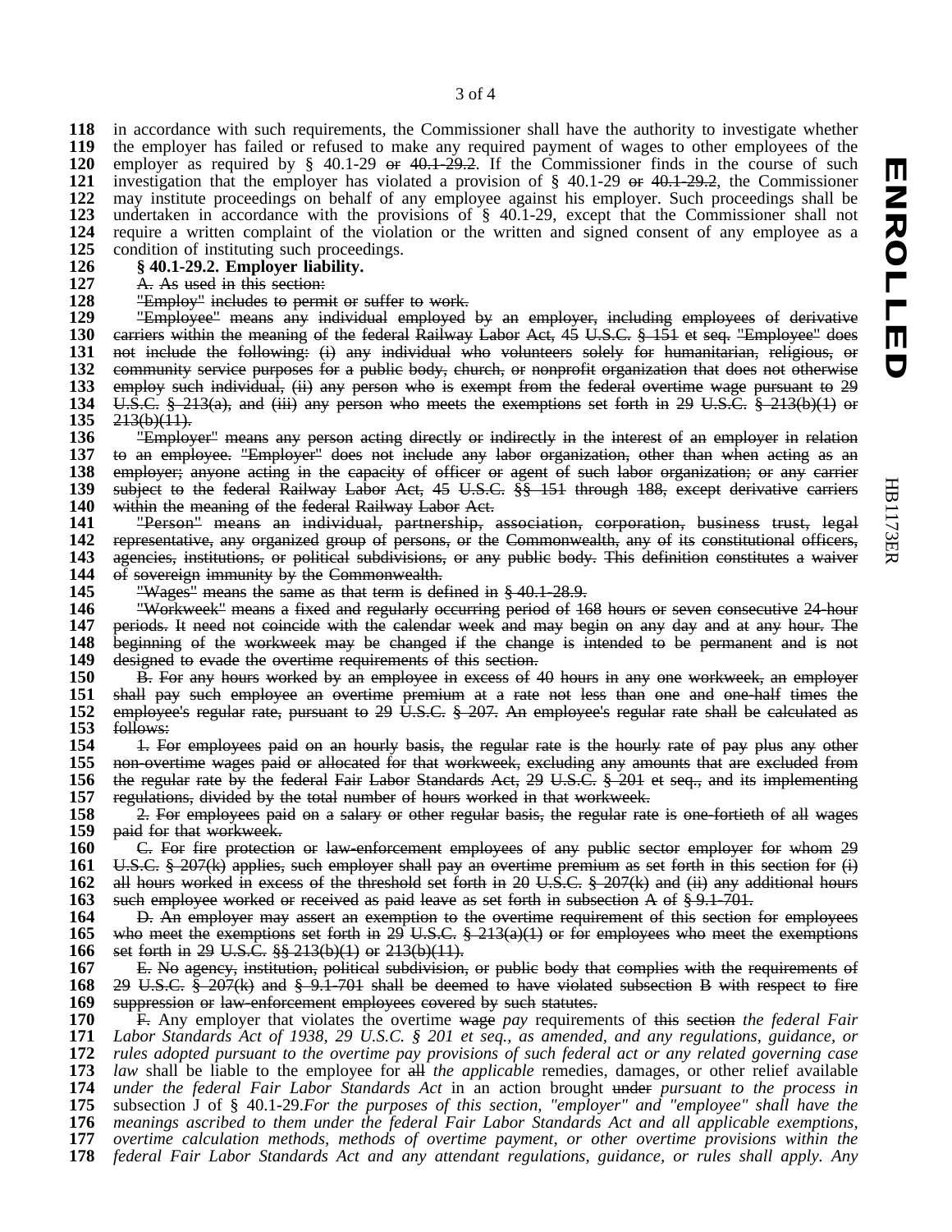in accordance with such requirements, the Commissioner shall have the authority to investigate whether the employer has failed or refused to make any required payment of wages to other employees of the employer as required by § 40.1-29 ~~or 40.1-29.2~~. If the Commissioner finds in the course of such investigation that the employer has violated a provision of § 40.1-29 ~~or 40.1-29.2~~, the Commissioner may institute proceedings on behalf of any employee against his employer. Such proceedings shall be undertaken in accordance with the provisions of § 40.1-29, except that the Commissioner shall not require a written complaint of the violation or the written and signed consent of any employee as a condition of instituting such proceedings.

**§ 40.1-29.2. Employer liability.**

~~A. As used in this section:~~

~~"Employ" includes to permit or suffer to work.~~

~~"Employee" means any individual employed by an employer, including employees of derivative carriers within the meaning of the federal Railway Labor Act, 45 U.S.C. § 151 et seq. "Employee" does not include the following: (i) any individual who volunteers solely for humanitarian, religious, or community service purposes for a public body, church, or nonprofit organization that does not otherwise employ such individual, (ii) any person who is exempt from the federal overtime wage pursuant to 29 U.S.C. § 213(a), and (iii) any person who meets the exemptions set forth in 29 U.S.C. § 213(b)(1) or 213(b)(11).~~

~~"Employer" means any person acting directly or indirectly in the interest of an employer in relation to an employee. "Employer" does not include any labor organization, other than when acting as an employer; anyone acting in the capacity of officer or agent of such labor organization; or any carrier subject to the federal Railway Labor Act, 45 U.S.C. §§ 151 through 188, except derivative carriers within the meaning of the federal Railway Labor Act.~~

~~"Person" means an individual, partnership, association, corporation, business trust, legal representative, any organized group of persons, or the Commonwealth, any of its constitutional officers, agencies, institutions, or political subdivisions, or any public body. This definition constitutes a waiver of sovereign immunity by the Commonwealth.~~

~~"Wages" means the same as that term is defined in § 40.1-28.9.~~

~~"Workweek" means a fixed and regularly occurring period of 168 hours or seven consecutive 24-hour periods. It need not coincide with the calendar week and may begin on any day and at any hour. The beginning of the workweek may be changed if the change is intended to be permanent and is not designed to evade the overtime requirements of this section.~~

~~B. For any hours worked by an employee in excess of 40 hours in any one workweek, an employer shall pay such employee an overtime premium at a rate not less than one and one-half times the employee's regular rate, pursuant to 29 U.S.C. § 207. An employee's regular rate shall be calculated as follows:~~

~~1. For employees paid on an hourly basis, the regular rate is the hourly rate of pay plus any other non-overtime wages paid or allocated for that workweek, excluding any amounts that are excluded from the regular rate by the federal Fair Labor Standards Act, 29 U.S.C. § 201 et seq., and its implementing regulations, divided by the total number of hours worked in that workweek.~~

~~2. For employees paid on a salary or other regular basis, the regular rate is one-fortieth of all wages paid for that workweek.~~

~~C. For fire protection or law-enforcement employees of any public sector employer for whom 29 U.S.C. § 207(k) applies, such employer shall pay an overtime premium as set forth in this section for (i) all hours worked in excess of the threshold set forth in 20 U.S.C. § 207(k) and (ii) any additional hours such employee worked or received as paid leave as set forth in subsection A of § 9.1-701.~~

~~D. An employer may assert an exemption to the overtime requirement of this section for employees who meet the exemptions set forth in 29 U.S.C. § 213(a)(1) or for employees who meet the exemptions set forth in 29 U.S.C. §§ 213(b)(1) or 213(b)(11).~~

~~E. No agency, institution, political subdivision, or public body that complies with the requirements of 29 U.S.C. § 207(k) and § 9.1-701 shall be deemed to have violated subsection B with respect to fire suppression or law-enforcement employees covered by such statutes.~~

~~F.~~ Any employer that violates the overtime ~~wage~~ *pay* requirements of ~~this section~~ *the federal Fair Labor Standards Act of 1938, 29 U.S.C. § 201 et seq., as amended, and any regulations, guidance, or rules adopted pursuant to the overtime pay provisions of such federal act or any related governing case law* shall be liable to the employee for ~~all~~ *the applicable* remedies, damages, or other relief available *under the federal Fair Labor Standards Act* in an action brought ~~under~~ *pursuant to the process in* subsection J of § 40.1-29.*For the purposes of this section, "employer" and "employee" shall have the meanings ascribed to them under the federal Fair Labor Standards Act and all applicable exemptions, overtime calculation methods, methods of overtime payment, or other overtime provisions within the federal Fair Labor Standards Act and any attendant regulations, guidance, or rules shall apply. Any*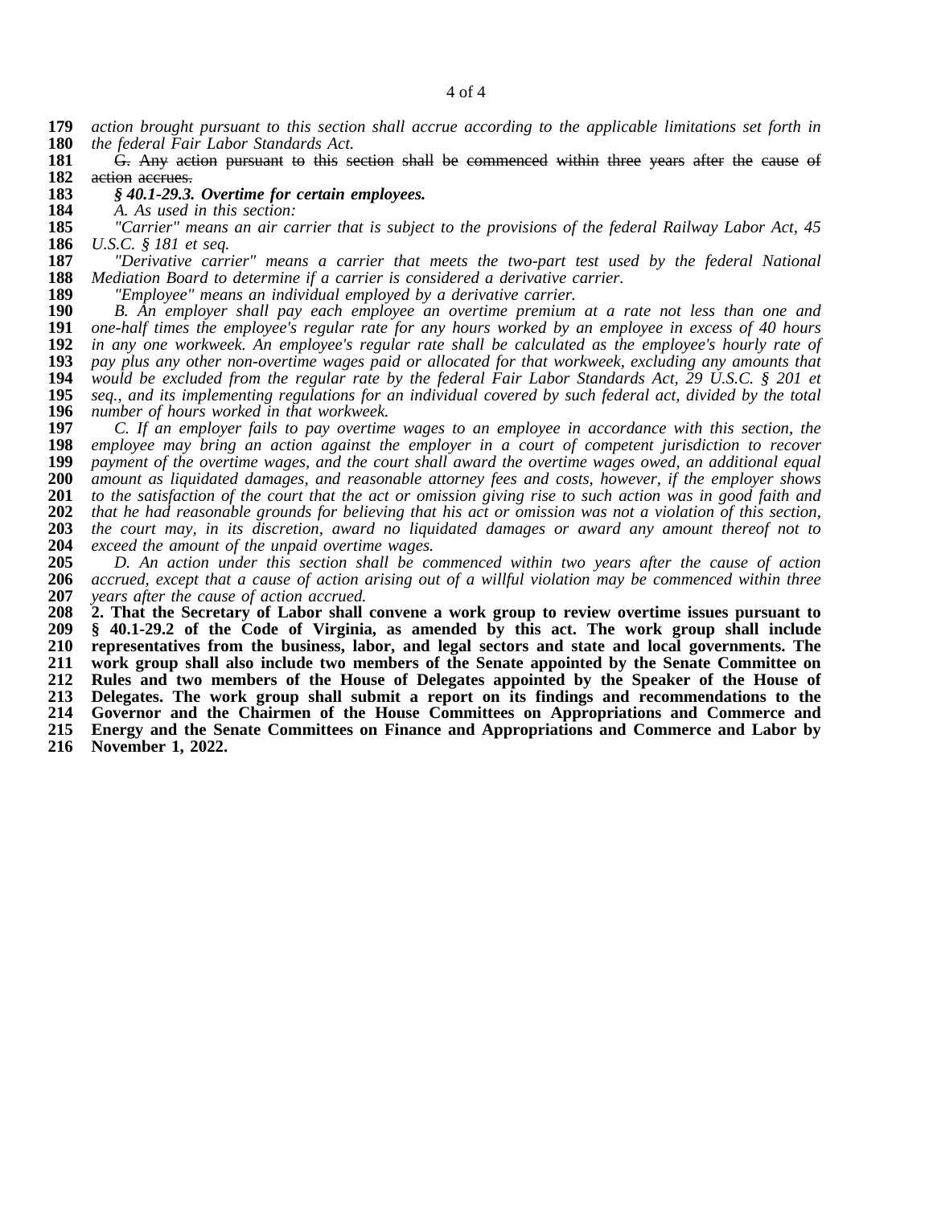*action brought pursuant to this section shall accrue according to the applicable limitations set forth in the federal Fair Labor Standards Act.*

~~G. Any action pursuant to this section shall be commenced within three years after the cause of action accrues.~~

***§ 40.1-29.3. Overtime for certain employees.***

*A. As used in this section:*

*"Carrier" means an air carrier that is subject to the provisions of the federal Railway Labor Act, 45 U.S.C. § 181 et seq.*

*"Derivative carrier" means a carrier that meets the two-part test used by the federal National Mediation Board to determine if a carrier is considered a derivative carrier.*

*"Employee" means an individual employed by a derivative carrier.*

*B. An employer shall pay each employee an overtime premium at a rate not less than one and one-half times the employee's regular rate for any hours worked by an employee in excess of 40 hours in any one workweek. An employee's regular rate shall be calculated as the employee's hourly rate of pay plus any other non-overtime wages paid or allocated for that workweek, excluding any amounts that would be excluded from the regular rate by the federal Fair Labor Standards Act, 29 U.S.C. § 201 et seq., and its implementing regulations for an individual covered by such federal act, divided by the total number of hours worked in that workweek.*

*C. If an employer fails to pay overtime wages to an employee in accordance with this section, the employee may bring an action against the employer in a court of competent jurisdiction to recover payment of the overtime wages, and the court shall award the overtime wages owed, an additional equal amount as liquidated damages, and reasonable attorney fees and costs, however, if the employer shows to the satisfaction of the court that the act or omission giving rise to such action was in good faith and that he had reasonable grounds for believing that his act or omission was not a violation of this section, the court may, in its discretion, award no liquidated damages or award any amount thereof not to exceed the amount of the unpaid overtime wages.*

*D. An action under this section shall be commenced within two years after the cause of action accrued, except that a cause of action arising out of a willful violation may be commenced within three years after the cause of action accrued.*

**2. That the Secretary of Labor shall convene a work group to review overtime issues pursuant to § 40.1-29.2 of the Code of Virginia, as amended by this act. The work group shall include representatives from the business, labor, and legal sectors and state and local governments. The work group shall also include two members of the Senate appointed by the Senate Committee on Rules and two members of the House of Delegates appointed by the Speaker of the House of Delegates. The work group shall submit a report on its findings and recommendations to the Governor and the Chairmen of the House Committees on Appropriations and Commerce and Energy and the Senate Committees on Finance and Appropriations and Commerce and Labor by November 1, 2022.**